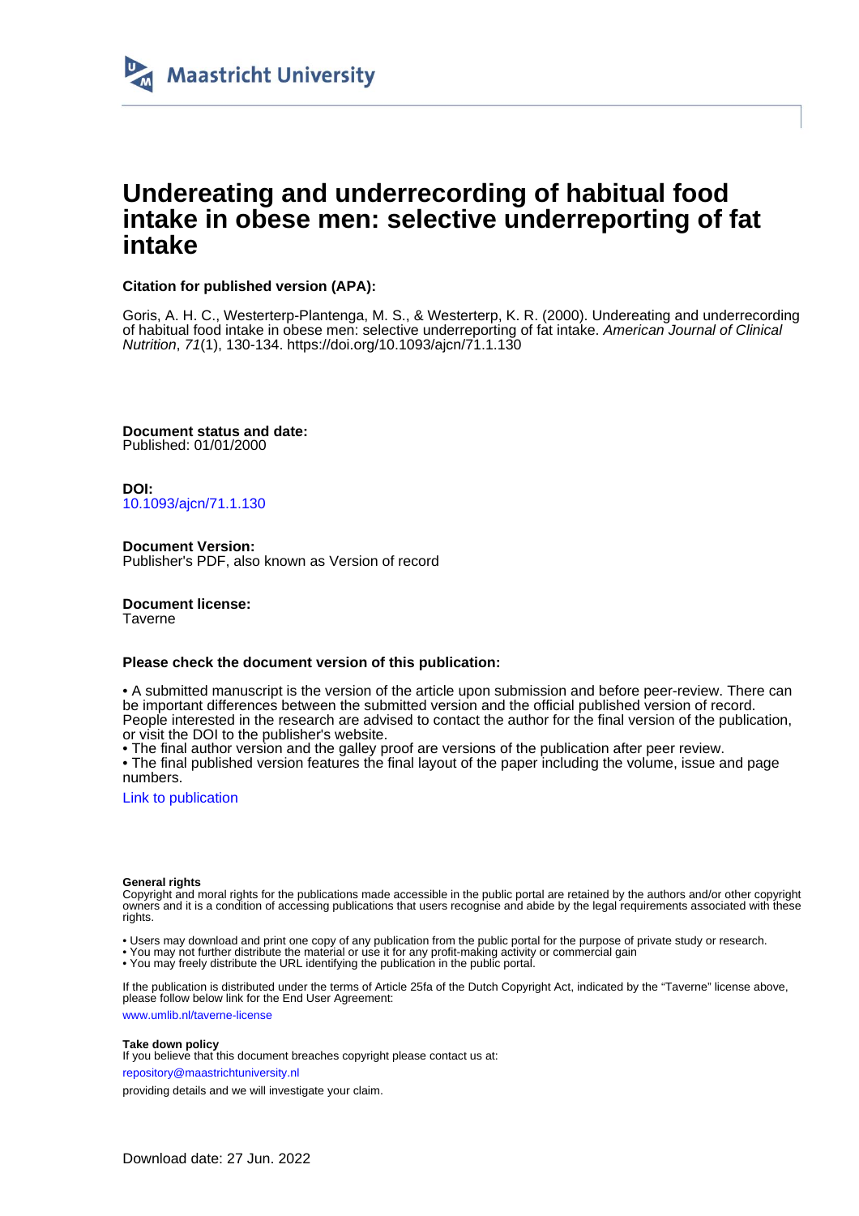Maastricht University

# Undereating and underrecording of habitual food intake in obese men: selective underreporting of fat intake

**Citation for published version (APA):**

Goris, A. H. C., Westerterp-Plantenga, M. S., & Westerterp, K. R. (2000). Undereating and underrecording of habitual food intake in obese men: selective underreporting of fat intake. *American Journal of Clinical Nutrition*, *71*(1), 130-134. https://doi.org/10.1093/ajcn/71.1.130

**Document status and date:**
Published: 01/01/2000

**DOI:**
10.1093/ajcn/71.1.130

**Document Version:**
Publisher's PDF, also known as Version of record

**Document license:**
Taverne

**Please check the document version of this publication:**

• A submitted manuscript is the version of the article upon submission and before peer-review. There can be important differences between the submitted version and the official published version of record. People interested in the research are advised to contact the author for the final version of the publication, or visit the DOI to the publisher's website.
• The final author version and the galley proof are versions of the publication after peer review.
• The final published version features the final layout of the paper including the volume, issue and page numbers.

Link to publication

**General rights**
Copyright and moral rights for the publications made accessible in the public portal are retained by the authors and/or other copyright owners and it is a condition of accessing publications that users recognise and abide by the legal requirements associated with these rights.

• Users may download and print one copy of any publication from the public portal for the purpose of private study or research.
• You may not further distribute the material or use it for any profit-making activity or commercial gain
• You may freely distribute the URL identifying the publication in the public portal.

If the publication is distributed under the terms of Article 25fa of the Dutch Copyright Act, indicated by the "Taverne" license above, please follow below link for the End User Agreement:

www.umlib.nl/taverne-license

**Take down policy**
If you believe that this document breaches copyright please contact us at:

repository@maastrichtuniversity.nl

providing details and we will investigate your claim.

Download date: 27 Jun. 2022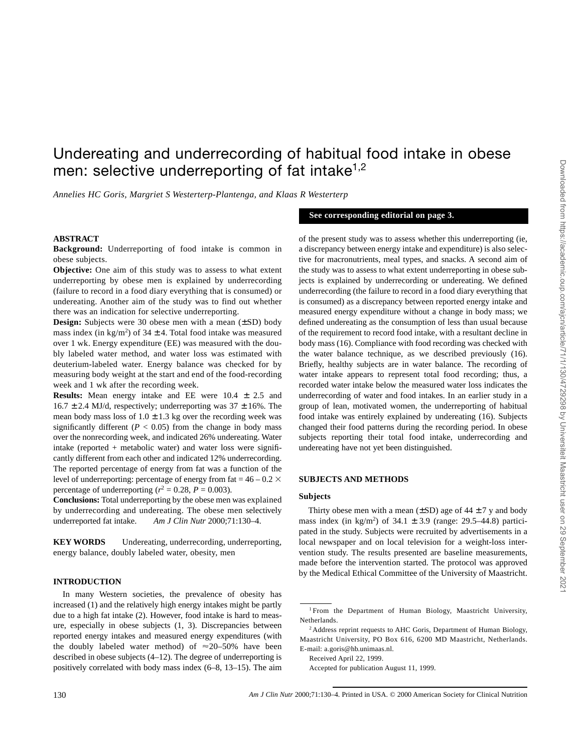# Undereating and underrecording of habitual food intake in obese men: selective underreporting of fat intake[1,2]

*Annelies HC Goris, Margriet S Westerterp-Plantenga, and Klaas R Westerterp*

**See corresponding editorial on page 3.**

## ABSTRACT

**Background:** Underreporting of food intake is common in obese subjects.

**Objective:** One aim of this study was to assess to what extent underreporting by obese men is explained by underrecording (failure to record in a food diary everything that is consumed) or undereating. Another aim of the study was to find out whether there was an indication for selective underreporting.

**Design:** Subjects were 30 obese men with a mean (±SD) body mass index (in kg/m$^2$) of 34 ± 4. Total food intake was measured over 1 wk. Energy expenditure (EE) was measured with the doubly labeled water method, and water loss was estimated with deuterium-labeled water. Energy balance was checked for by measuring body weight at the start and end of the food-recording week and 1 wk after the recording week.

**Results:** Mean energy intake and EE were 10.4 ± 2.5 and 16.7 ± 2.4 MJ/d, respectively; underreporting was 37 ± 16%. The mean body mass loss of 1.0 ± 1.3 kg over the recording week was significantly different ($P < 0.05$) from the change in body mass over the nonrecording week, and indicated 26% undereating. Water intake (reported + metabolic water) and water loss were significantly different from each other and indicated 12% underrecording. The reported percentage of energy from fat was a function of the level of underreporting: percentage of energy from fat = 46 – 0.2 × percentage of underreporting ($r^2 = 0.28$, $P = 0.003$).

**Conclusions:** Total underreporting by the obese men was explained by underrecording and undereating. The obese men selectively underreported fat intake. *Am J Clin Nutr* 2000;71:130–4.

**KEY WORDS** Undereating, underrecording, underreporting, energy balance, doubly labeled water, obesity, men

## INTRODUCTION

In many Western societies, the prevalence of obesity has increased (1) and the relatively high energy intakes might be partly due to a high fat intake (2). However, food intake is hard to measure, especially in obese subjects (1, 3). Discrepancies between reported energy intakes and measured energy expenditures (with the doubly labeled water method) of ≈20–50% have been described in obese subjects (4–12). The degree of underreporting is positively correlated with body mass index (6–8, 13–15). The aim of the present study was to assess whether this underreporting (ie, a discrepancy between energy intake and expenditure) is also selective for macronutrients, meal types, and snacks. A second aim of the study was to assess to what extent underreporting in obese subjects is explained by underrecording or undereating. We defined underrecording (the failure to record in a food diary everything that is consumed) as a discrepancy between reported energy intake and measured energy expenditure without a change in body mass; we defined undereating as the consumption of less than usual because of the requirement to record food intake, with a resultant decline in body mass (16). Compliance with food recording was checked with the water balance technique, as we described previously (16). Briefly, healthy subjects are in water balance. The recording of water intake appears to represent total food recording; thus, a recorded water intake below the measured water loss indicates the underrecording of water and food intakes. In an earlier study in a group of lean, motivated women, the underreporting of habitual food intake was entirely explained by undereating (16). Subjects changed their food patterns during the recording period. In obese subjects reporting their total food intake, underrecording and undereating have not yet been distinguished.

## SUBJECTS AND METHODS

### Subjects

Thirty obese men with a mean (±SD) age of 44 ± 7 y and body mass index (in kg/m$^2$) of 34.1 ± 3.9 (range: 29.5–44.8) participated in the study. Subjects were recruited by advertisements in a local newspaper and on local television for a weight-loss intervention study. The results presented are baseline measurements, made before the intervention started. The protocol was approved by the Medical Ethical Committee of the University of Maastricht.

[1] From the Department of Human Biology, Maastricht University, Netherlands.

[2] Address reprint requests to AHC Goris, Department of Human Biology, Maastricht University, PO Box 616, 6200 MD Maastricht, Netherlands. E-mail: a.goris@hb.unimaas.nl.

Received April 22, 1999.

Accepted for publication August 11, 1999.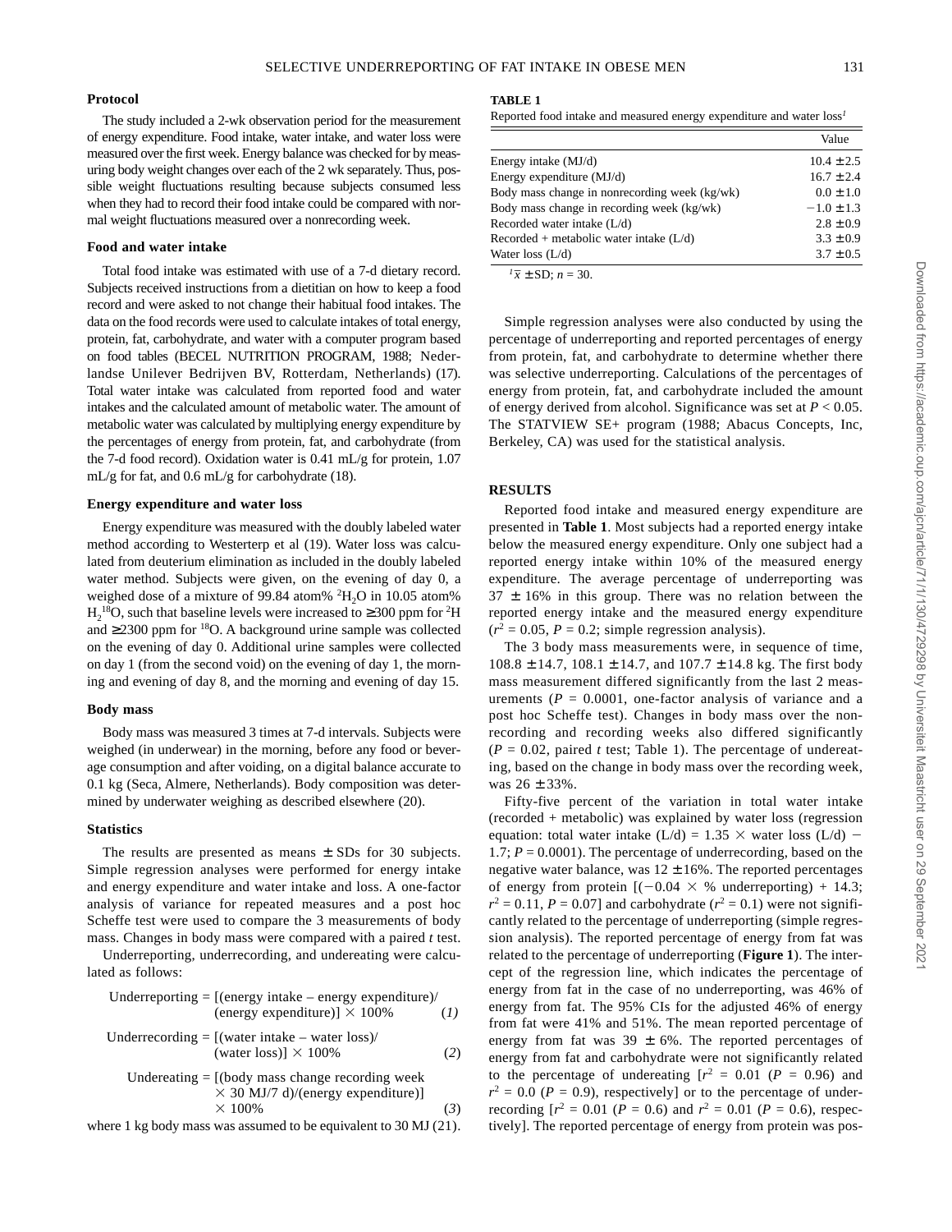### Protocol

The study included a 2-wk observation period for the measurement of energy expenditure. Food intake, water intake, and water loss were measured over the first week. Energy balance was checked for by measuring body weight changes over each of the 2 wk separately. Thus, possible weight fluctuations resulting because subjects consumed less when they had to record their food intake could be compared with normal weight fluctuations measured over a nonrecording week.

### Food and water intake

Total food intake was estimated with use of a 7-d dietary record. Subjects received instructions from a dietitian on how to keep a food record and were asked to not change their habitual food intakes. The data on the food records were used to calculate intakes of total energy, protein, fat, carbohydrate, and water with a computer program based on food tables (BECEL NUTRITION PROGRAM, 1988; Nederlandse Unilever Bedrijven BV, Rotterdam, Netherlands) (17). Total water intake was calculated from reported food and water intakes and the calculated amount of metabolic water. The amount of metabolic water was calculated by multiplying energy expenditure by the percentages of energy from protein, fat, and carbohydrate (from the 7-d food record). Oxidation water is 0.41 mL/g for protein, 1.07 mL/g for fat, and 0.6 mL/g for carbohydrate (18).

### Energy expenditure and water loss

Energy expenditure was measured with the doubly labeled water method according to Westerterp et al (19). Water loss was calculated from deuterium elimination as included in the doubly labeled water method. Subjects were given, on the evening of day 0, a weighed dose of a mixture of 99.84 atom% $^2H_2O$ in 10.05 atom% $H_2{}^{18}O$, such that baseline levels were increased to ≥300 ppm for $^2H$ and ≥2300 ppm for $^{18}O$. A background urine sample was collected on the evening of day 0. Additional urine samples were collected on day 1 (from the second void) on the evening of day 1, the morning and evening of day 8, and the morning and evening of day 15.

### Body mass

Body mass was measured 3 times at 7-d intervals. Subjects were weighed (in underwear) in the morning, before any food or beverage consumption and after voiding, on a digital balance accurate to 0.1 kg (Seca, Almere, Netherlands). Body composition was determined by underwater weighing as described elsewhere (20).

### Statistics

The results are presented as means ± SDs for 30 subjects. Simple regression analyses were performed for energy intake and energy expenditure and water intake and loss. A one-factor analysis of variance for repeated measures and a post hoc Scheffe test were used to compare the 3 measurements of body mass. Changes in body mass were compared with a paired *t* test.

Underreporting, underrecording, and undereating were calculated as follows:

$$\text{Underreporting} = [(\text{energy intake} - \text{energy expenditure})/(\text{energy expenditure})] \times 100\% \quad (1)$$

$$\text{Underrecording} = [(\text{water intake} - \text{water loss})/(\text{water loss})] \times 100\% \quad (2)$$

$$\text{Undereating} = [(\text{body mass change recording week} \times 30\ \text{MJ}/7\ \text{d})/(\text{energy expenditure})] \times 100\% \quad (3)$$

where 1 kg body mass was assumed to be equivalent to 30 MJ (21).

Simple regression analyses were also conducted by using the percentage of underreporting and reported percentages of energy from protein, fat, and carbohydrate to determine whether there was selective underreporting. Calculations of the percentages of energy from protein, fat, and carbohydrate included the amount of energy derived from alcohol. Significance was set at $P < 0.05$. The STATVIEW SE+ program (1988; Abacus Concepts, Inc, Berkeley, CA) was used for the statistical analysis.

**TABLE 1**
Reported food intake and measured energy expenditure and water loss[1]

| | Value |
|---|---|
| Energy intake (MJ/d) | 10.4 ± 2.5 |
| Energy expenditure (MJ/d) | 16.7 ± 2.4 |
| Body mass change in nonrecording week (kg/wk) | 0.0 ± 1.0 |
| Body mass change in recording week (kg/wk) | −1.0 ± 1.3 |
| Recorded water intake (L/d) | 2.8 ± 0.9 |
| Recorded + metabolic water intake (L/d) | 3.3 ± 0.9 |
| Water loss (L/d) | 3.7 ± 0.5 |

[1] $\bar{x}$ ± SD; $n = 30$.

## RESULTS

Reported food intake and measured energy expenditure are presented in **Table 1**. Most subjects had a reported energy intake below the measured energy expenditure. Only one subject had a reported energy intake within 10% of the measured energy expenditure. The average percentage of underreporting was 37 ± 16% in this group. There was no relation between the reported energy intake and the measured energy expenditure ($r^2 = 0.05$, $P = 0.2$; simple regression analysis).

The 3 body mass measurements were, in sequence of time, 108.8 ± 14.7, 108.1 ± 14.7, and 107.7 ± 14.8 kg. The first body mass measurement differed significantly from the last 2 measurements ($P = 0.0001$, one-factor analysis of variance and a post hoc Scheffe test). Changes in body mass over the nonrecording and recording weeks also differed significantly ($P = 0.02$, paired *t* test; Table 1). The percentage of undereating, based on the change in body mass over the recording week, was 26 ± 33%.

Fifty-five percent of the variation in total water intake (recorded + metabolic) was explained by water loss (regression equation: total water intake (L/d) = 1.35 × water loss (L/d) − 1.7; $P = 0.0001$). The percentage of underrecording, based on the negative water balance, was 12 ± 16%. The reported percentages of energy from protein [(−0.04 × % underreporting) + 14.3; $r^2 = 0.11$, $P = 0.07$] and carbohydrate ($r^2 = 0.1$) were not significantly related to the percentage of underreporting (simple regression analysis). The reported percentage of energy from fat was related to the percentage of underreporting (**Figure 1**). The intercept of the regression line, which indicates the percentage of energy from fat in the case of no underreporting, was 46% of energy from fat. The 95% CIs for the adjusted 46% of energy from fat were 41% and 51%. The mean reported percentage of energy from fat was 39 ± 6%. The reported percentages of energy from fat and carbohydrate were not significantly related to the percentage of undereating [$r^2 = 0.01$ ($P = 0.96$) and $r^2 = 0.0$ ($P = 0.9$), respectively] or to the percentage of underrecording [$r^2 = 0.01$ ($P = 0.6$) and $r^2 = 0.01$ ($P = 0.6$), respectively]. The reported percentage of energy from protein was pos-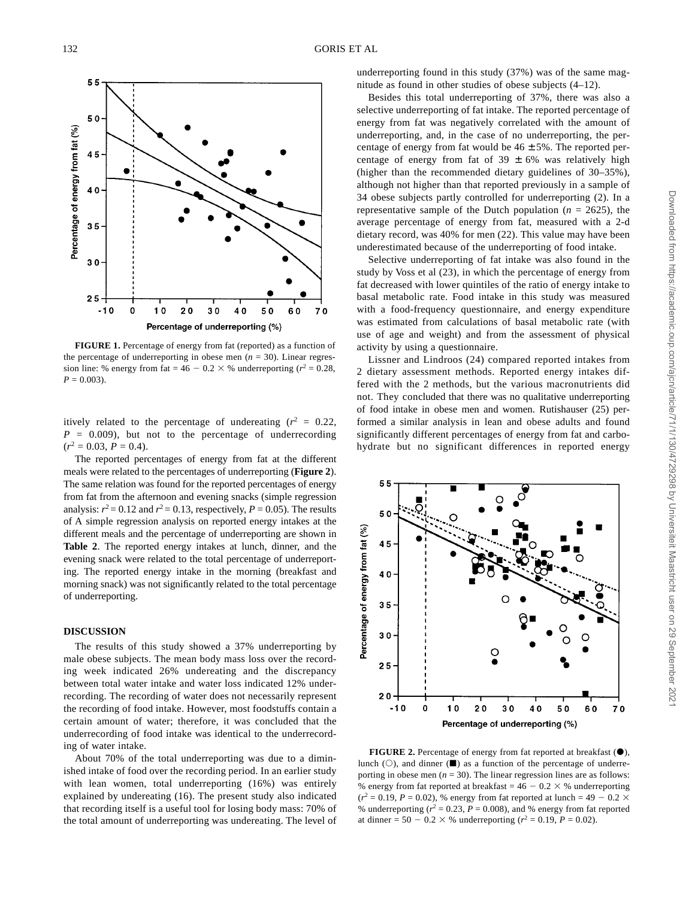**FIGURE 1.** Percentage of energy from fat (reported) as a function of the percentage of underreporting in obese men ($n$ = 30). Linear regression line: % energy from fat = 46 − 0.2 × % underreporting ($r^2$ = 0.28, $P$ = 0.003).

itively related to the percentage of undereating ($r^2$ = 0.22, $P$ = 0.009), but not to the percentage of underrecording ($r^2$ = 0.03, $P$ = 0.4).

The reported percentages of energy from fat at the different meals were related to the percentages of underreporting (**Figure 2**). The same relation was found for the reported percentages of energy from fat from the afternoon and evening snacks (simple regression analysis: $r^2$ = 0.12 and $r^2$ = 0.13, respectively, $P$ = 0.05). The results of A simple regression analysis on reported energy intakes at the different meals and the percentage of underreporting are shown in **Table 2**. The reported energy intakes at lunch, dinner, and the evening snack were related to the total percentage of underreporting. The reported energy intake in the morning (breakfast and morning snack) was not significantly related to the total percentage of underreporting.

## DISCUSSION

The results of this study showed a 37% underreporting by male obese subjects. The mean body mass loss over the recording week indicated 26% undereating and the discrepancy between total water intake and water loss indicated 12% underrecording. The recording of water does not necessarily represent the recording of food intake. However, most foodstuffs contain a certain amount of water; therefore, it was concluded that the underrecording of food intake was identical to the underrecording of water intake.

About 70% of the total underreporting was due to a diminished intake of food over the recording period. In an earlier study with lean women, total underreporting (16%) was entirely explained by undereating (16). The present study also indicated that recording itself is a useful tool for losing body mass: 70% of the total amount of underreporting was undereating. The level of underreporting found in this study (37%) was of the same magnitude as found in other studies of obese subjects (4–12).

Besides this total underreporting of 37%, there was also a selective underreporting of fat intake. The reported percentage of energy from fat was negatively correlated with the amount of underreporting, and, in the case of no underreporting, the percentage of energy from fat would be 46 ± 5%. The reported percentage of energy from fat of 39 ± 6% was relatively high (higher than the recommended dietary guidelines of 30–35%), although not higher than that reported previously in a sample of 34 obese subjects partly controlled for underreporting (2). In a representative sample of the Dutch population ($n$ = 2625), the average percentage of energy from fat, measured with a 2-d dietary record, was 40% for men (22). This value may have been underestimated because of the underreporting of food intake.

Selective underreporting of fat intake was also found in the study by Voss et al (23), in which the percentage of energy from fat decreased with lower quintiles of the ratio of energy intake to basal metabolic rate. Food intake in this study was measured with a food-frequency questionnaire, and energy expenditure was estimated from calculations of basal metabolic rate (with use of age and weight) and from the assessment of physical activity by using a questionnaire.

Lissner and Lindroos (24) compared reported intakes from 2 dietary assessment methods. Reported energy intakes differed with the 2 methods, but the various macronutrients did not. They concluded that there was no qualitative underreporting of food intake in obese men and women. Rutishauser (25) performed a similar analysis in lean and obese adults and found significantly different percentages of energy from fat and carbohydrate but no significant differences in reported energy

**FIGURE 2.** Percentage of energy from fat reported at breakfast (●), lunch (○), and dinner (■) as a function of the percentage of underreporting in obese men ($n$ = 30). The linear regression lines are as follows: % energy from fat reported at breakfast = 46 − 0.2 × % underreporting ($r^2$ = 0.19, $P$ = 0.02), % energy from fat reported at lunch = 49 − 0.2 × % underreporting ($r^2$ = 0.23, $P$ = 0.008), and % energy from fat reported at dinner = 50 − 0.2 × % underreporting ($r^2$ = 0.19, $P$ = 0.02).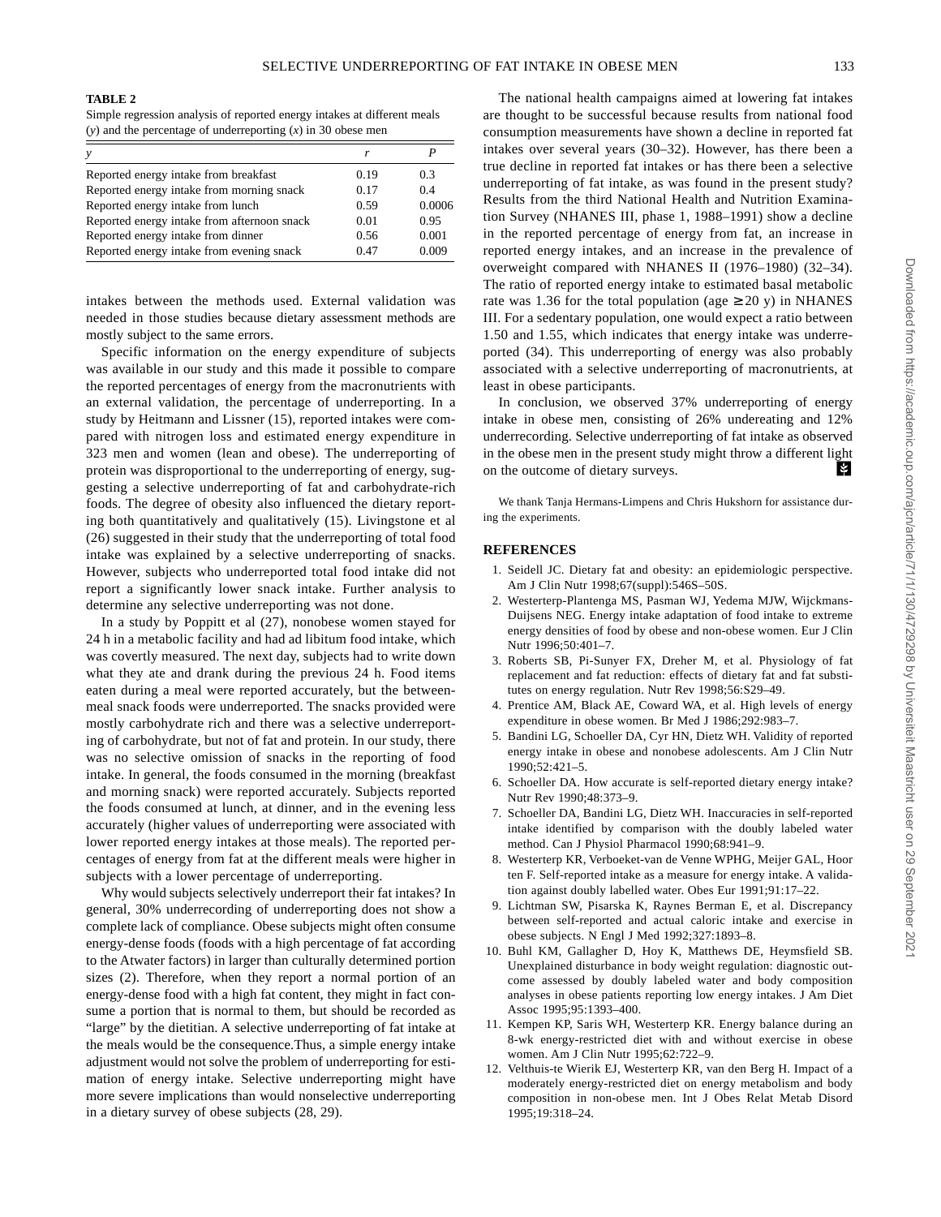**TABLE 2**

Simple regression analysis of reported energy intakes at different meals ($y$) and the percentage of underreporting ($x$) in 30 obese men

| $y$ | $r$ | $P$ |
|---|---|---|
| Reported energy intake from breakfast | 0.19 | 0.3 |
| Reported energy intake from morning snack | 0.17 | 0.4 |
| Reported energy intake from lunch | 0.59 | 0.0006 |
| Reported energy intake from afternoon snack | 0.01 | 0.95 |
| Reported energy intake from dinner | 0.56 | 0.001 |
| Reported energy intake from evening snack | 0.47 | 0.009 |

intakes between the methods used. External validation was needed in those studies because dietary assessment methods are mostly subject to the same errors.

Specific information on the energy expenditure of subjects was available in our study and this made it possible to compare the reported percentages of energy from the macronutrients with an external validation, the percentage of underreporting. In a study by Heitmann and Lissner (15), reported intakes were compared with nitrogen loss and estimated energy expenditure in 323 men and women (lean and obese). The underreporting of protein was disproportional to the underreporting of energy, suggesting a selective underreporting of fat and carbohydrate-rich foods. The degree of obesity also influenced the dietary reporting both quantitatively and qualitatively (15). Livingstone et al (26) suggested in their study that the underreporting of total food intake was explained by a selective underreporting of snacks. However, subjects who underreported total food intake did not report a significantly lower snack intake. Further analysis to determine any selective underreporting was not done.

In a study by Poppitt et al (27), nonobese women stayed for 24 h in a metabolic facility and had ad libitum food intake, which was covertly measured. The next day, subjects had to write down what they ate and drank during the previous 24 h. Food items eaten during a meal were reported accurately, but the between-meal snack foods were underreported. The snacks provided were mostly carbohydrate rich and there was a selective underreporting of carbohydrate, but not of fat and protein. In our study, there was no selective omission of snacks in the reporting of food intake. In general, the foods consumed in the morning (breakfast and morning snack) were reported accurately. Subjects reported the foods consumed at lunch, at dinner, and in the evening less accurately (higher values of underreporting were associated with lower reported energy intakes at those meals). The reported percentages of energy from fat at the different meals were higher in subjects with a lower percentage of underreporting.

Why would subjects selectively underreport their fat intakes? In general, 30% underrecording of underreporting does not show a complete lack of compliance. Obese subjects might often consume energy-dense foods (foods with a high percentage of fat according to the Atwater factors) in larger than culturally determined portion sizes (2). Therefore, when they report a normal portion of an energy-dense food with a high fat content, they might in fact consume a portion that is normal to them, but should be recorded as "large" by the dietitian. A selective underreporting of fat intake at the meals would be the consequence.Thus, a simple energy intake adjustment would not solve the problem of underreporting for estimation of energy intake. Selective underreporting might have more severe implications than would nonselective underreporting in a dietary survey of obese subjects (28, 29).

The national health campaigns aimed at lowering fat intakes are thought to be successful because results from national food consumption measurements have shown a decline in reported fat intakes over several years (30–32). However, has there been a true decline in reported fat intakes or has there been a selective underreporting of fat intake, as was found in the present study? Results from the third National Health and Nutrition Examination Survey (NHANES III, phase 1, 1988–1991) show a decline in the reported percentage of energy from fat, an increase in reported energy intakes, and an increase in the prevalence of overweight compared with NHANES II (1976–1980) (32–34). The ratio of reported energy intake to estimated basal metabolic rate was 1.36 for the total population (age $\geq 20$ y) in NHANES III. For a sedentary population, one would expect a ratio between 1.50 and 1.55, which indicates that energy intake was underreported (34). This underreporting of energy was also probably associated with a selective underreporting of macronutrients, at least in obese participants.

In conclusion, we observed 37% underreporting of energy intake in obese men, consisting of 26% undereating and 12% underrecording. Selective underreporting of fat intake as observed in the obese men in the present study might throw a different light on the outcome of dietary surveys.

We thank Tanja Hermans-Limpens and Chris Hukshorn for assistance during the experiments.

## REFERENCES

1. Seidell JC. Dietary fat and obesity: an epidemiologic perspective. Am J Clin Nutr 1998;67(suppl):546S–50S.
2. Westerterp-Plantenga MS, Pasman WJ, Yedema MJW, Wijckmans-Duijsens NEG. Energy intake adaptation of food intake to extreme energy densities of food by obese and non-obese women. Eur J Clin Nutr 1996;50:401–7.
3. Roberts SB, Pi-Sunyer FX, Dreher M, et al. Physiology of fat replacement and fat reduction: effects of dietary fat and fat substitutes on energy regulation. Nutr Rev 1998;56:S29–49.
4. Prentice AM, Black AE, Coward WA, et al. High levels of energy expenditure in obese women. Br Med J 1986;292:983–7.
5. Bandini LG, Schoeller DA, Cyr HN, Dietz WH. Validity of reported energy intake in obese and nonobese adolescents. Am J Clin Nutr 1990;52:421–5.
6. Schoeller DA. How accurate is self-reported dietary energy intake? Nutr Rev 1990;48:373–9.
7. Schoeller DA, Bandini LG, Dietz WH. Inaccuracies in self-reported intake identified by comparison with the doubly labeled water method. Can J Physiol Pharmacol 1990;68:941–9.
8. Westerterp KR, Verboeket-van de Venne WPHG, Meijer GAL, Hoor ten F. Self-reported intake as a measure for energy intake. A validation against doubly labelled water. Obes Eur 1991;91:17–22.
9. Lichtman SW, Pisarska K, Raynes Berman E, et al. Discrepancy between self-reported and actual caloric intake and exercise in obese subjects. N Engl J Med 1992;327:1893–8.
10. Buhl KM, Gallagher D, Hoy K, Matthews DE, Heymsfield SB. Unexplained disturbance in body weight regulation: diagnostic outcome assessed by doubly labeled water and body composition analyses in obese patients reporting low energy intakes. J Am Diet Assoc 1995;95:1393–400.
11. Kempen KP, Saris WH, Westerterp KR. Energy balance during an 8-wk energy-restricted diet with and without exercise in obese women. Am J Clin Nutr 1995;62:722–9.
12. Velthuis-te Wierik EJ, Westerterp KR, van den Berg H. Impact of a moderately energy-restricted diet on energy metabolism and body composition in non-obese men. Int J Obes Relat Metab Disord 1995;19:318–24.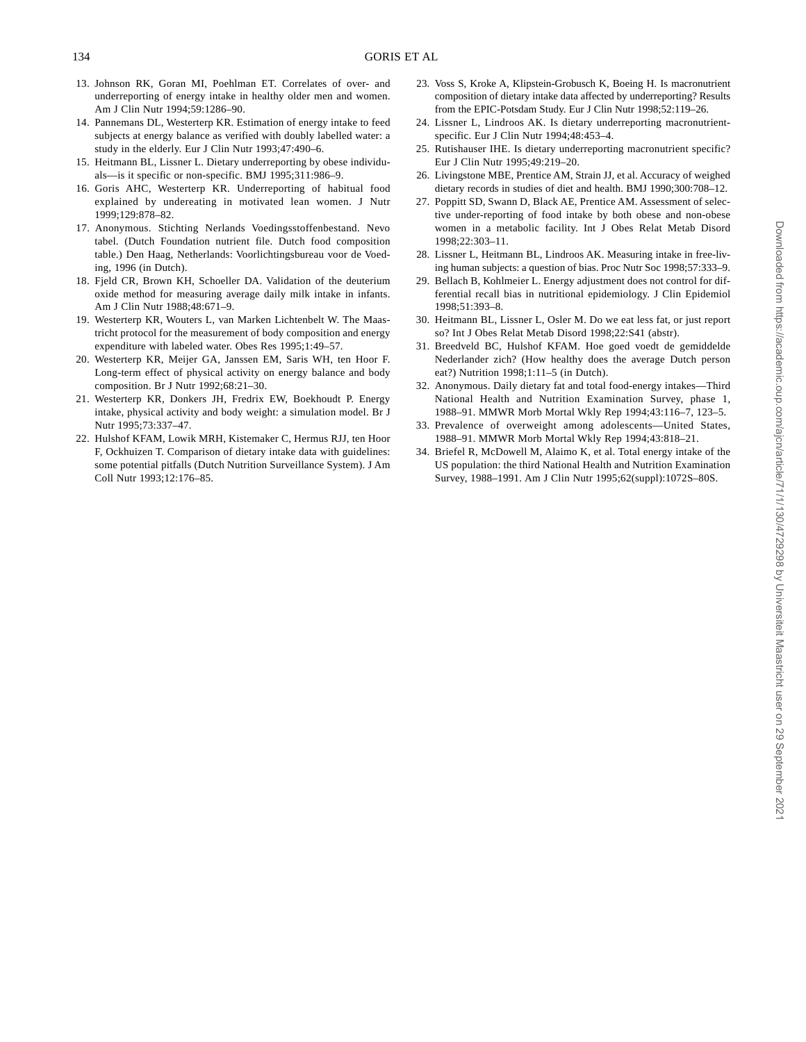13. Johnson RK, Goran MI, Poehlman ET. Correlates of over- and underreporting of energy intake in healthy older men and women. Am J Clin Nutr 1994;59:1286–90.
14. Pannemans DL, Westerterp KR. Estimation of energy intake to feed subjects at energy balance as verified with doubly labelled water: a study in the elderly. Eur J Clin Nutr 1993;47:490–6.
15. Heitmann BL, Lissner L. Dietary underreporting by obese individuals—is it specific or non-specific. BMJ 1995;311:986–9.
16. Goris AHC, Westerterp KR. Underreporting of habitual food explained by undereating in motivated lean women. J Nutr 1999;129:878–82.
17. Anonymous. Stichting Nerlands Voedingsstoffenbestand. Nevo tabel. (Dutch Foundation nutrient file. Dutch food composition table.) Den Haag, Netherlands: Voorlichtingsbureau voor de Voeding, 1996 (in Dutch).
18. Fjeld CR, Brown KH, Schoeller DA. Validation of the deuterium oxide method for measuring average daily milk intake in infants. Am J Clin Nutr 1988;48:671–9.
19. Westerterp KR, Wouters L, van Marken Lichtenbelt W. The Maastricht protocol for the measurement of body composition and energy expenditure with labeled water. Obes Res 1995;1:49–57.
20. Westerterp KR, Meijer GA, Janssen EM, Saris WH, ten Hoor F. Long-term effect of physical activity on energy balance and body composition. Br J Nutr 1992;68:21–30.
21. Westerterp KR, Donkers JH, Fredrix EW, Boekhoudt P. Energy intake, physical activity and body weight: a simulation model. Br J Nutr 1995;73:337–47.
22. Hulshof KFAM, Lowik MRH, Kistemaker C, Hermus RJJ, ten Hoor F, Ockhuizen T. Comparison of dietary intake data with guidelines: some potential pitfalls (Dutch Nutrition Surveillance System). J Am Coll Nutr 1993;12:176–85.
23. Voss S, Kroke A, Klipstein-Grobusch K, Boeing H. Is macronutrient composition of dietary intake data affected by underreporting? Results from the EPIC-Potsdam Study. Eur J Clin Nutr 1998;52:119–26.
24. Lissner L, Lindroos AK. Is dietary underreporting macronutrient-specific. Eur J Clin Nutr 1994;48:453–4.
25. Rutishauser IHE. Is dietary underreporting macronutrient specific? Eur J Clin Nutr 1995;49:219–20.
26. Livingstone MBE, Prentice AM, Strain JJ, et al. Accuracy of weighed dietary records in studies of diet and health. BMJ 1990;300:708–12.
27. Poppitt SD, Swann D, Black AE, Prentice AM. Assessment of selective under-reporting of food intake by both obese and non-obese women in a metabolic facility. Int J Obes Relat Metab Disord 1998;22:303–11.
28. Lissner L, Heitmann BL, Lindroos AK. Measuring intake in free-living human subjects: a question of bias. Proc Nutr Soc 1998;57:333–9.
29. Bellach B, Kohlmeier L. Energy adjustment does not control for differential recall bias in nutritional epidemiology. J Clin Epidemiol 1998;51:393–8.
30. Heitmann BL, Lissner L, Osler M. Do we eat less fat, or just report so? Int J Obes Relat Metab Disord 1998;22:S41 (abstr).
31. Breedveld BC, Hulshof KFAM. Hoe goed voedt de gemiddelde Nederlander zich? (How healthy does the average Dutch person eat?) Nutrition 1998;1:11–5 (in Dutch).
32. Anonymous. Daily dietary fat and total food-energy intakes—Third National Health and Nutrition Examination Survey, phase 1, 1988–91. MMWR Morb Mortal Wkly Rep 1994;43:116–7, 123–5.
33. Prevalence of overweight among adolescents—United States, 1988–91. MMWR Morb Mortal Wkly Rep 1994;43:818–21.
34. Briefel R, McDowell M, Alaimo K, et al. Total energy intake of the US population: the third National Health and Nutrition Examination Survey, 1988–1991. Am J Clin Nutr 1995;62(suppl):1072S–80S.